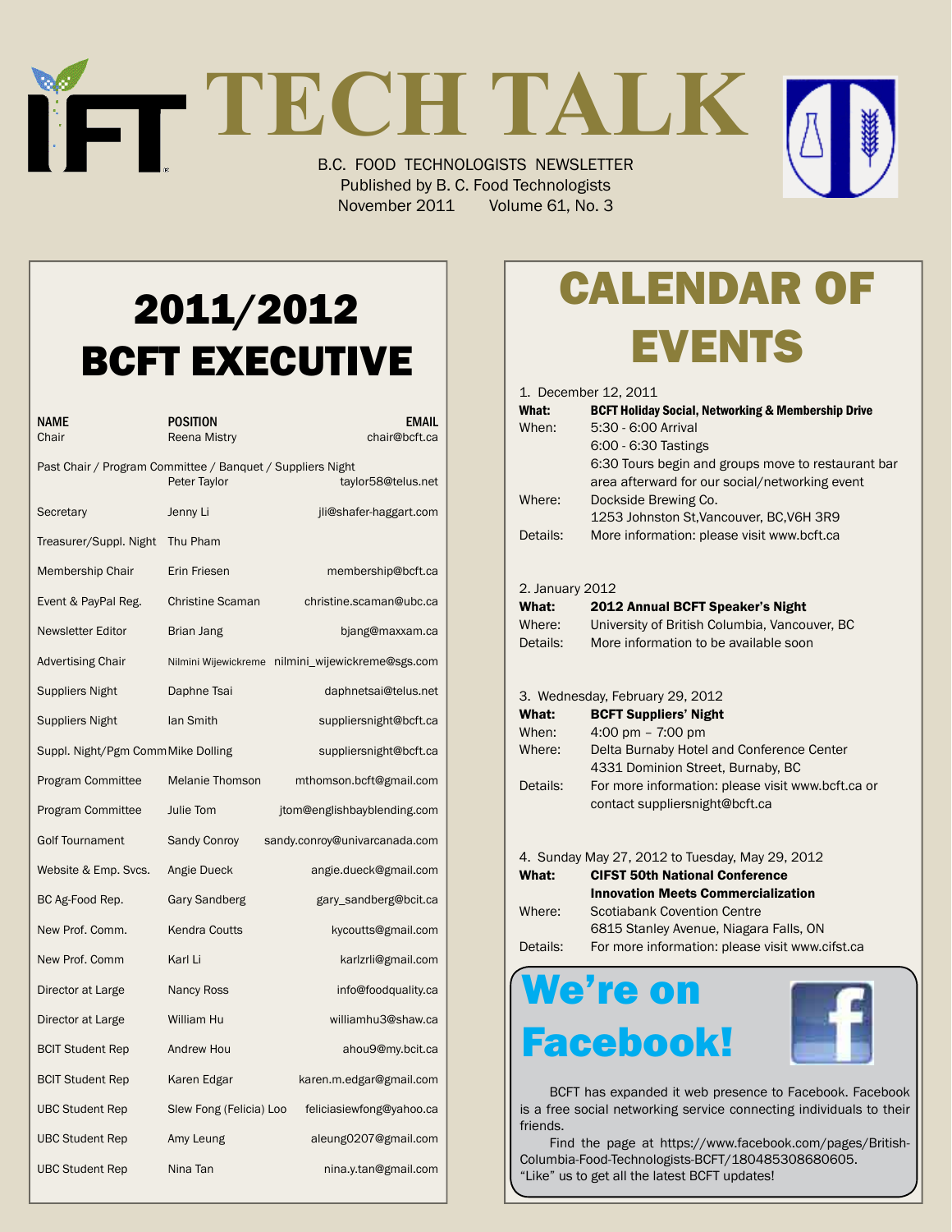# TECH TALK

B.C. FOOD TECHNOLOGISTS NEWSLETTER
Published by B. C. Food Technologists
November 2011 Volume 61, No. 3

## 2011/2012 BCFT EXECUTIVE

| NAME | POSITION | EMAIL |
|---|---|---|
| Chair | Reena Mistry | chair@bcft.ca |
| Past Chair / Program Committee / Banquet / Suppliers Night | Peter Taylor | taylor58@telus.net |
| Secretary | Jenny Li | jli@shafer-haggart.com |
| Treasurer/Suppl. Night | Thu Pham | |
| Membership Chair | Erin Friesen | membership@bcft.ca |
| Event & PayPal Reg. | Christine Scaman | christine.scaman@ubc.ca |
| Newsletter Editor | Brian Jang | bjang@maxxam.ca |
| Advertising Chair | Nilmini Wijewickreme | nilmini_wijewickreme@sgs.com |
| Suppliers Night | Daphne Tsai | daphnetsai@telus.net |
| Suppliers Night | Ian Smith | suppliersnight@bcft.ca |
| Suppl. Night/Pgm Comm | Mike Dolling | suppliersnight@bcft.ca |
| Program Committee | Melanie Thomson | mthomson.bcft@gmail.com |
| Program Committee | Julie Tom | jtom@englishbayblending.com |
| Golf Tournament | Sandy Conroy | sandy.conroy@univarcanada.com |
| Website & Emp. Svcs. | Angie Dueck | angie.dueck@gmail.com |
| BC Ag-Food Rep. | Gary Sandberg | gary_sandberg@bcit.ca |
| New Prof. Comm. | Kendra Coutts | kycoutts@gmail.com |
| New Prof. Comm | Karl Li | karlzrli@gmail.com |
| Director at Large | Nancy Ross | info@foodquality.ca |
| Director at Large | William Hu | williamhu3@shaw.ca |
| BCIT Student Rep | Andrew Hou | ahou9@my.bcit.ca |
| BCIT Student Rep | Karen Edgar | karen.m.edgar@gmail.com |
| UBC Student Rep | Slew Fong (Felicia) Loo | feliciasiewfong@yahoo.ca |
| UBC Student Rep | Amy Leung | aleung0207@gmail.com |
| UBC Student Rep | Nina Tan | nina.y.tan@gmail.com |

## CALENDAR OF EVENTS

1. December 12, 2011

**What:** **BCFT Holiday Social, Networking & Membership Drive**
When: 5:30 - 6:00 Arrival
6:00 - 6:30 Tastings
6:30 Tours begin and groups move to restaurant bar area afterward for our social/networking event
Where: Dockside Brewing Co.
1253 Johnston St,Vancouver, BC,V6H 3R9
Details: More information: please visit www.bcft.ca

2. January 2012

**What:** **2012 Annual BCFT Speaker's Night**
Where: University of British Columbia, Vancouver, BC
Details: More information to be available soon

3. Wednesday, February 29, 2012

**What:** **BCFT Suppliers' Night**
When: 4:00 pm – 7:00 pm
Where: Delta Burnaby Hotel and Conference Center
4331 Dominion Street, Burnaby, BC
Details: For more information: please visit www.bcft.ca or contact suppliersnight@bcft.ca

4. Sunday May 27, 2012 to Tuesday, May 29, 2012

**What:** **CIFST 50th National Conference**
**Innovation Meets Commercialization**
Where: Scotiabank Covention Centre
6815 Stanley Avenue, Niagara Falls, ON
Details: For more information: please visit www.cifst.ca

## We're on Facebook!

BCFT has expanded it web presence to Facebook. Facebook is a free social networking service connecting individuals to their friends.

Find the page at https://www.facebook.com/pages/British-Columbia-Food-Technologists-BCFT/180485308680605. "Like" us to get all the latest BCFT updates!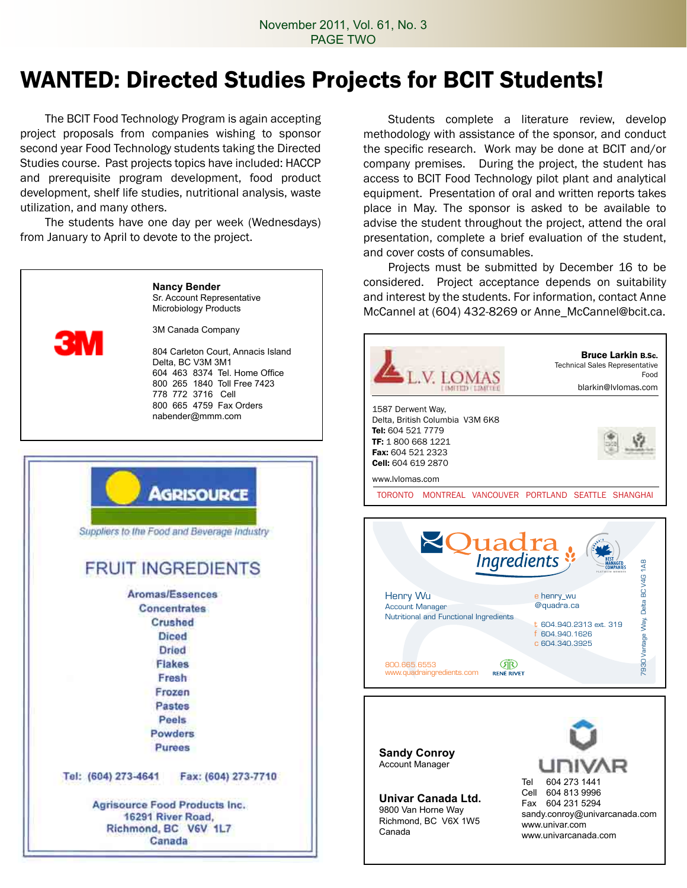# WANTED: Directed Studies Projects for BCIT Students!

The BCIT Food Technology Program is again accepting project proposals from companies wishing to sponsor second year Food Technology students taking the Directed Studies course. Past projects topics have included: HACCP and prerequisite program development, food product development, shelf life studies, nutritional analysis, waste utilization, and many others.

The students have one day per week (Wednesdays) from January to April to devote to the project.

Students complete a literature review, develop methodology with assistance of the sponsor, and conduct the specific research. Work may be done at BCIT and/or company premises. During the project, the student has access to BCIT Food Technology pilot plant and analytical equipment. Presentation of oral and written reports takes place in May. The sponsor is asked to be available to advise the student throughout the project, attend the oral presentation, complete a brief evaluation of the student, and cover costs of consumables.

Projects must be submitted by December 16 to be considered. Project acceptance depends on suitability and interest by the students. For information, contact Anne McCannel at (604) 432-8269 or Anne_McCannel@bcit.ca.

---

3M

**Nancy Bender**
Sr. Account Representative
Microbiology Products

3M Canada Company

804 Carleton Court, Annacis Island
Delta, BC V3M 3M1
604 463 8374 Tel. Home Office
800 265 1840 Toll Free 7423
778 772 3716 Cell
800 665 4759 Fax Orders
nabender@mmm.com

---

AGRISOURCE

*Suppliers to the Food and Beverage Industry*

FRUIT INGREDIENTS

Aromas/Essences
Concentrates
Crushed
Diced
Dried
Flakes
Fresh
Frozen
Pastes
Peels
Powders
Purees

Tel: (604) 273-4641 Fax: (604) 273-7710

Agrisource Food Products Inc.
16291 River Road,
Richmond, BC V6V 1L7
Canada

---

L.V. LOMAS LIMITED | LIMITÉE

**Bruce Larkin B.Sc.**
Technical Sales Representative
Food
blarkin@lvlomas.com

1587 Derwent Way,
Delta, British Columbia V3M 6K8
**Tel:** 604 521 7779
**TF:** 1 800 668 1221
**Fax:** 604 521 2323
**Cell:** 604 619 2870

www.lvlomas.com

TORONTO MONTREAL VANCOUVER PORTLAND SEATTLE SHANGHAI

---

Quadra Ingredients

Henry Wu
Account Manager
Nutritional and Functional Ingredients

e henry_wu@quadra.ca
t 604.940.2313 ext. 319
f 604.940.1626
c 604.340.3925

800.665.6553
www.quadraingredients.com

RENÉ RIVET

7930 Vantage Way, Delta BC V4G 1A8

---

**Sandy Conroy**
Account Manager

**Univar Canada Ltd.**
9800 Van Horne Way
Richmond, BC V6X 1W5
Canada

UNIVAR

Tel 604 273 1441
Cell 604 813 9996
Fax 604 231 5294
sandy.conroy@univarcanada.com
www.univar.com
www.univarcanada.com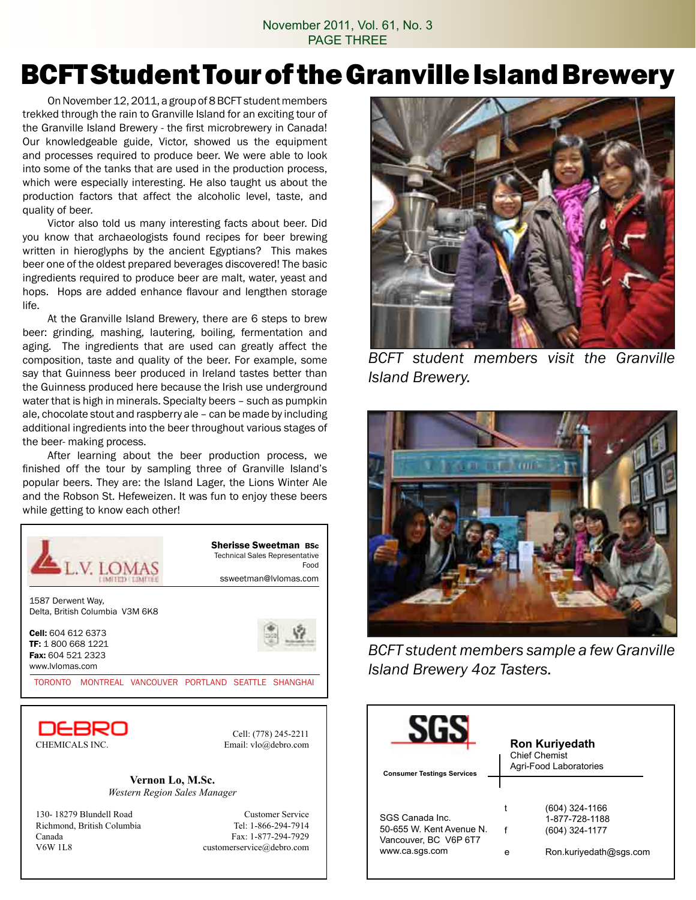# BCFT Student Tour of the Granville Island Brewery

On November 12, 2011, a group of 8 BCFT student members trekked through the rain to Granville Island for an exciting tour of the Granville Island Brewery - the first microbrewery in Canada! Our knowledgeable guide, Victor, showed us the equipment and processes required to produce beer. We were able to look into some of the tanks that are used in the production process, which were especially interesting. He also taught us about the production factors that affect the alcoholic level, taste, and quality of beer.

Victor also told us many interesting facts about beer. Did you know that archaeologists found recipes for beer brewing written in hieroglyphs by the ancient Egyptians? This makes beer one of the oldest prepared beverages discovered! The basic ingredients required to produce beer are malt, water, yeast and hops. Hops are added enhance flavour and lengthen storage life.

At the Granville Island Brewery, there are 6 steps to brew beer: grinding, mashing, lautering, boiling, fermentation and aging. The ingredients that are used can greatly affect the composition, taste and quality of the beer. For example, some say that Guinness beer produced in Ireland tastes better than the Guinness produced here because the Irish use underground water that is high in minerals. Specialty beers – such as pumpkin ale, chocolate stout and raspberry ale – can be made by including additional ingredients into the beer throughout various stages of the beer- making process.

After learning about the beer production process, we finished off the tour by sampling three of Granville Island's popular beers. They are: the Island Lager, the Lions Winter Ale and the Robson St. Hefeweizen. It was fun to enjoy these beers while getting to know each other!

*BCFT student members visit the Granville Island Brewery.*

*BCFT student members sample a few Granville Island Brewery 4oz Tasters.*

---

**L.V. LOMAS** LIMITED | LIMITÉE

**Sherisse Sweetman BSc**
Technical Sales Representative
Food
ssweetman@lvlomas.com

1587 Derwent Way,
Delta, British Columbia V3M 6K8

**Cell:** 604 612 6373
**TF:** 1 800 668 1221
**Fax:** 604 521 2323
www.lvlomas.com

TORONTO MONTREAL VANCOUVER PORTLAND SEATTLE SHANGHAI

---

**DEBRO** CHEMICALS INC.

Cell: (778) 245-2211
Email: vlo@debro.com

**Vernon Lo, M.Sc.**
*Western Region Sales Manager*

130- 18279 Blundell Road
Richmond, British Columbia
Canada
V6W 1L8

Customer Service
Tel: 1-866-294-7914
Fax: 1-877-294-7929
customerservice@debro.com

---

**SGS**
**Consumer Testings Services**

**Ron Kuriyedath**
Chief Chemist
Agri-Food Laboratories

SGS Canada Inc.
50-655 W. Kent Avenue N.
Vancouver, BC V6P 6T7
www.ca.sgs.com

t (604) 324-1166
1-877-728-1188
f (604) 324-1177
e Ron.kuriyedath@sgs.com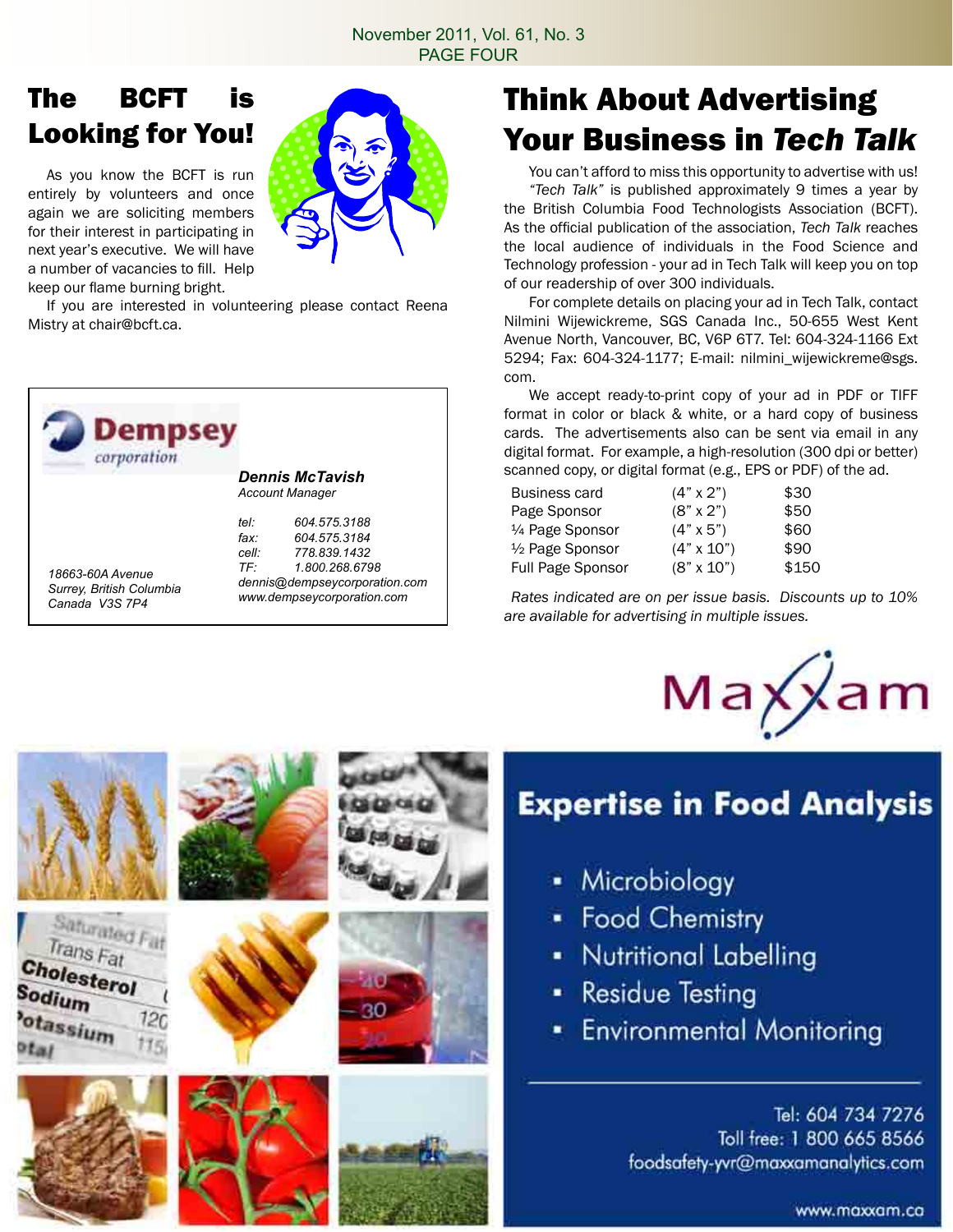# The BCFT is Looking for You!

As you know the BCFT is run entirely by volunteers and once again we are soliciting members for their interest in participating in next year's executive. We will have a number of vacancies to fill. Help keep our flame burning bright.

If you are interested in volunteering please contact Reena Mistry at chair@bcft.ca.

**Dempsey** corporation

***Dennis McTavish***
*Account Manager*

*tel: 604.575.3188*
*fax: 604.575.3184*
*cell: 778.839.1432*
*TF: 1.800.268.6798*
*dennis@dempseycorporation.com*
*www.dempseycorporation.com*

*18663-60A Avenue*
*Surrey, British Columbia*
*Canada V3S 7P4*

# Think About Advertising Your Business in *Tech Talk*

You can't afford to miss this opportunity to advertise with us!

*"Tech Talk"* is published approximately 9 times a year by the British Columbia Food Technologists Association (BCFT). As the official publication of the association, *Tech Talk* reaches the local audience of individuals in the Food Science and Technology profession - your ad in Tech Talk will keep you on top of our readership of over 300 individuals.

For complete details on placing your ad in Tech Talk, contact Nilmini Wijewickreme, SGS Canada Inc., 50-655 West Kent Avenue North, Vancouver, BC, V6P 6T7. Tel: 604-324-1166 Ext 5294; Fax: 604-324-1177; E-mail: nilmini_wijewickreme@sgs.com.

We accept ready-to-print copy of your ad in PDF or TIFF format in color or black & white, or a hard copy of business cards. The advertisements also can be sent via email in any digital format. For example, a high-resolution (300 dpi or better) scanned copy, or digital format (e.g., EPS or PDF) of the ad.

| | | |
|---|---|---|
| Business card | (4" x 2") | $30 |
| Page Sponsor | (8" x 2") | $50 |
| ¼ Page Sponsor | (4" x 5") | $60 |
| ½ Page Sponsor | (4" x 10") | $90 |
| Full Page Sponsor | (8" x 10") | $150 |

*Rates indicated are on per issue basis. Discounts up to 10% are available for advertising in multiple issues.*

Maxxam

## Expertise in Food Analysis

- Microbiology
- Food Chemistry
- Nutritional Labelling
- Residue Testing
- Environmental Monitoring

Tel: 604 734 7276
Toll free: 1 800 665 8566
foodsafety-yvr@maxxamanalytics.com

www.maxxam.ca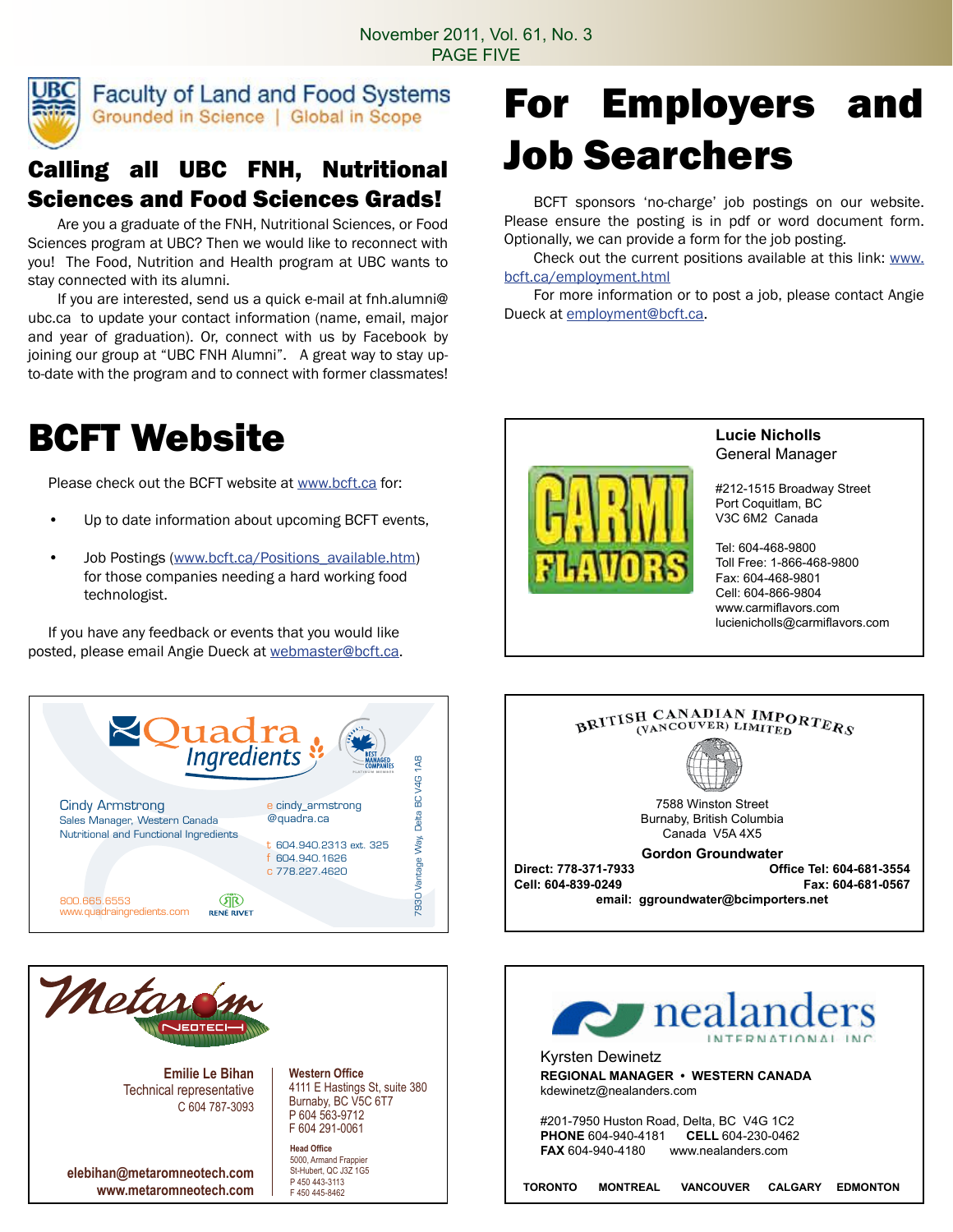Faculty of Land and Food Systems
Grounded in Science | Global in Scope

## Calling all UBC FNH, Nutritional Sciences and Food Sciences Grads!

Are you a graduate of the FNH, Nutritional Sciences, or Food Sciences program at UBC? Then we would like to reconnect with you! The Food, Nutrition and Health program at UBC wants to stay connected with its alumni.

If you are interested, send us a quick e-mail at fnh.alumni@ubc.ca to update your contact information (name, email, major and year of graduation). Or, connect with us by Facebook by joining our group at "UBC FNH Alumni". A great way to stay up-to-date with the program and to connect with former classmates!

# For Employers and Job Searchers

BCFT sponsors 'no-charge' job postings on our website. Please ensure the posting is in pdf or word document form. Optionally, we can provide a form for the job posting.

Check out the current positions available at this link: www.bcft.ca/employment.html

For more information or to post a job, please contact Angie Dueck at employment@bcft.ca.

# BCFT Website

Please check out the BCFT website at www.bcft.ca for:

- Up to date information about upcoming BCFT events,
- Job Postings (www.bcft.ca/Positions_available.htm) for those companies needing a hard working food technologist.

If you have any feedback or events that you would like posted, please email Angie Dueck at webmaster@bcft.ca.

---

CARMI FLAVORS

**Lucie Nicholls**
General Manager

#212-1515 Broadway Street
Port Coquitlam, BC
V3C 6M2 Canada

Tel: 604-468-9800
Toll Free: 1-866-468-9800
Fax: 604-468-9801
Cell: 604-866-9804
www.carmiflavors.com
lucienicholls@carmiflavors.com

---

Quadra Ingredients

Cindy Armstrong
Sales Manager, Western Canada
Nutritional and Functional Ingredients

e cindy_armstrong@quadra.ca
t 604.940.2313 ext. 325
f 604.940.1626
c 778.227.4620

7930 Vantage Way, Delta BC V4G 1A8

800.665.6553
www.quadraingredients.com

RENÉ RIVET

---

BRITISH CANADIAN IMPORTERS (VANCOUVER) LIMITED

7588 Winston Street
Burnaby, British Columbia
Canada V5A 4X5

**Gordon Groundwater**
**Direct: 778-371-7933** **Office Tel: 604-681-3554**
**Cell: 604-839-0249** **Fax: 604-681-0567**
**email: ggroundwater@bcimporters.net**

---

Metarom NEOTECH

**Emilie Le Bihan**
Technical representative
C 604 787-3093

**elebihan@metaromneotech.com**
**www.metaromneotech.com**

**Western Office**
4111 E Hastings St, suite 380
Burnaby, BC V5C 6T7
P 604 563-9712
F 604 291-0061

**Head Office**
5000, Armand Frappier
St-Hubert, QC J3Z 1G5
P 450 443-3113
F 450 445-8462

---

nealanders INTERNATIONAL INC

Kyrsten Dewinetz
**REGIONAL MANAGER • WESTERN CANADA**
kdewinetz@nealanders.com

#201-7950 Huston Road, Delta, BC V4G 1C2
**PHONE** 604-940-4181 **CELL** 604-230-0462
**FAX** 604-940-4180 www.nealanders.com

**TORONTO MONTREAL VANCOUVER CALGARY EDMONTON**